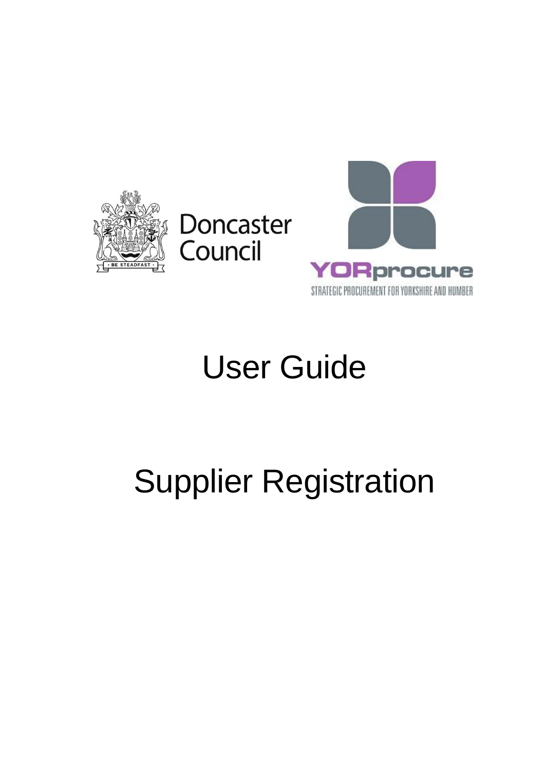Doncaster Council

YORprocure

STRATEGIC PROCUREMENT FOR YORKSHIRE AND HUMBER

# User Guide

# Supplier Registration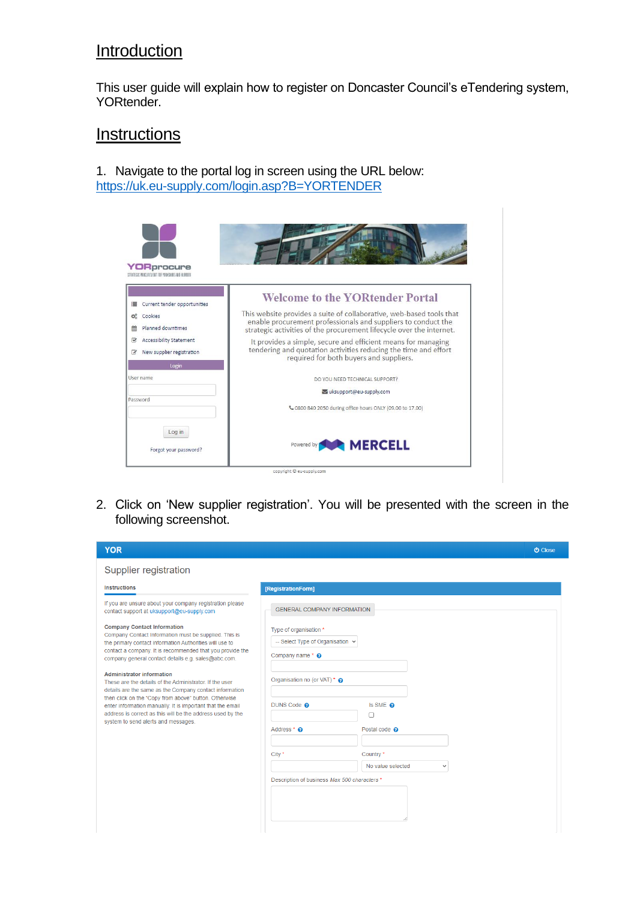## Introduction

This user guide will explain how to register on Doncaster Council's eTendering system, YORtender.

## Instructions

1. Navigate to the portal log in screen using the URL below: https://uk.eu-supply.com/login.asp?B=YORTENDER

2. Click on 'New supplier registration'. You will be presented with the screen in the following screenshot.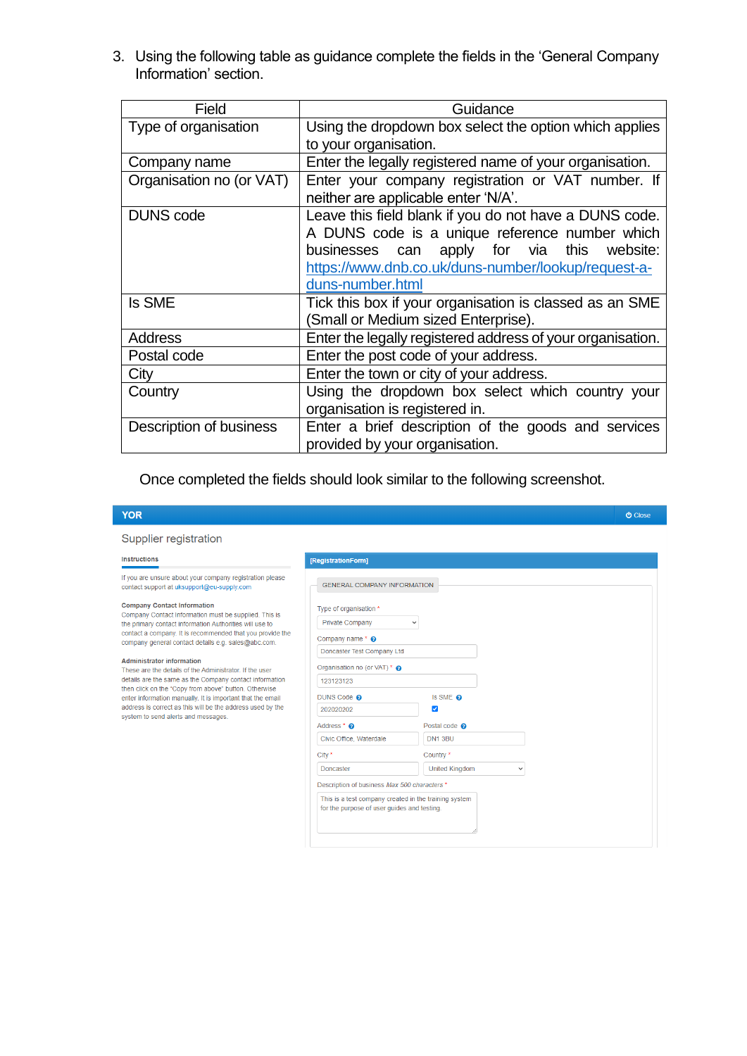3. Using the following table as guidance complete the fields in the 'General Company Information' section.

| Field | Guidance |
|---|---|
| Type of organisation | Using the dropdown box select the option which applies to your organisation. |
| Company name | Enter the legally registered name of your organisation. |
| Organisation no (or VAT) | Enter your company registration or VAT number. If neither are applicable enter 'N/A'. |
| DUNS code | Leave this field blank if you do not have a DUNS code. A DUNS code is a unique reference number which businesses can apply for via this website: https://www.dnb.co.uk/duns-number/lookup/request-a-duns-number.html |
| Is SME | Tick this box if your organisation is classed as an SME (Small or Medium sized Enterprise). |
| Address | Enter the legally registered address of your organisation. |
| Postal code | Enter the post code of your address. |
| City | Enter the town or city of your address. |
| Country | Using the dropdown box select which country your organisation is registered in. |
| Description of business | Enter a brief description of the goods and services provided by your organisation. |

Once completed the fields should look similar to the following screenshot.

YOR

Close

Supplier registration

**Instructions**

If you are unsure about your company registration please contact support at uksupport@eu-supply.com

**Company Contact Information**
Company Contact Information must be supplied. This is the primary contact information Authorities will use to contact a company. It is recommended that you provide the company general contact details e.g. sales@abc.com.

**Administrator information**
These are the details of the Administrator. If the user details are the same as the Company contact information then click on the "Copy from above" button. Otherwise enter information manually. It is important that the email address is correct as this will be the address used by the system to send alerts and messages.

[RegistrationForm]

GENERAL COMPANY INFORMATION

Type of organisation *: Private Company

Company name *: Doncaster Test Company Ltd

Organisation no (or VAT) *: 123123123

DUNS Code: 202020202

Is SME: ☑

Address *: Civic Office, Waterdale

Postal code: DN1 3BU

City *: Doncaster

Country *: United Kingdom

Description of business *Max 500 characters* *: This is a test company created in the training system for the purpose of user guides and testing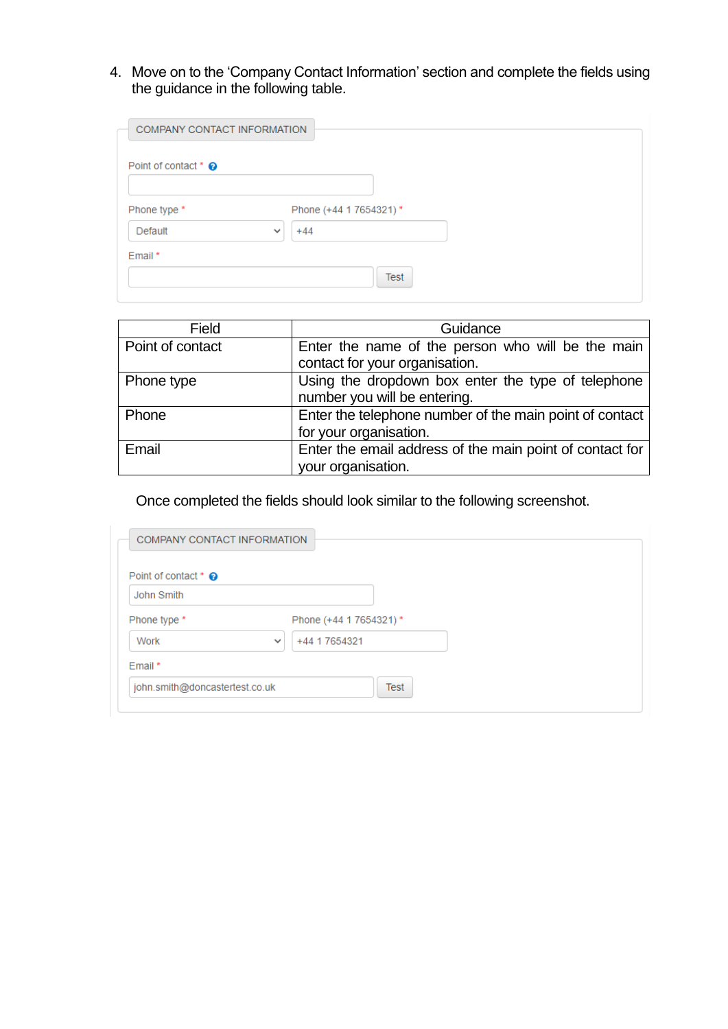4. Move on to the 'Company Contact Information' section and complete the fields using the guidance in the following table.

COMPANY CONTACT INFORMATION

Point of contact *

Phone type * | Phone (+44 1 7654321) *

Default | +44

Email *

Test

| Field | Guidance |
| --- | --- |
| Point of contact | Enter the name of the person who will be the main contact for your organisation. |
| Phone type | Using the dropdown box enter the type of telephone number you will be entering. |
| Phone | Enter the telephone number of the main point of contact for your organisation. |
| Email | Enter the email address of the main point of contact for your organisation. |

Once completed the fields should look similar to the following screenshot.

COMPANY CONTACT INFORMATION

Point of contact *

John Smith

Phone type * | Phone (+44 1 7654321) *

Work | +44 1 7654321

Email *

john.smith@doncastertest.co.uk | Test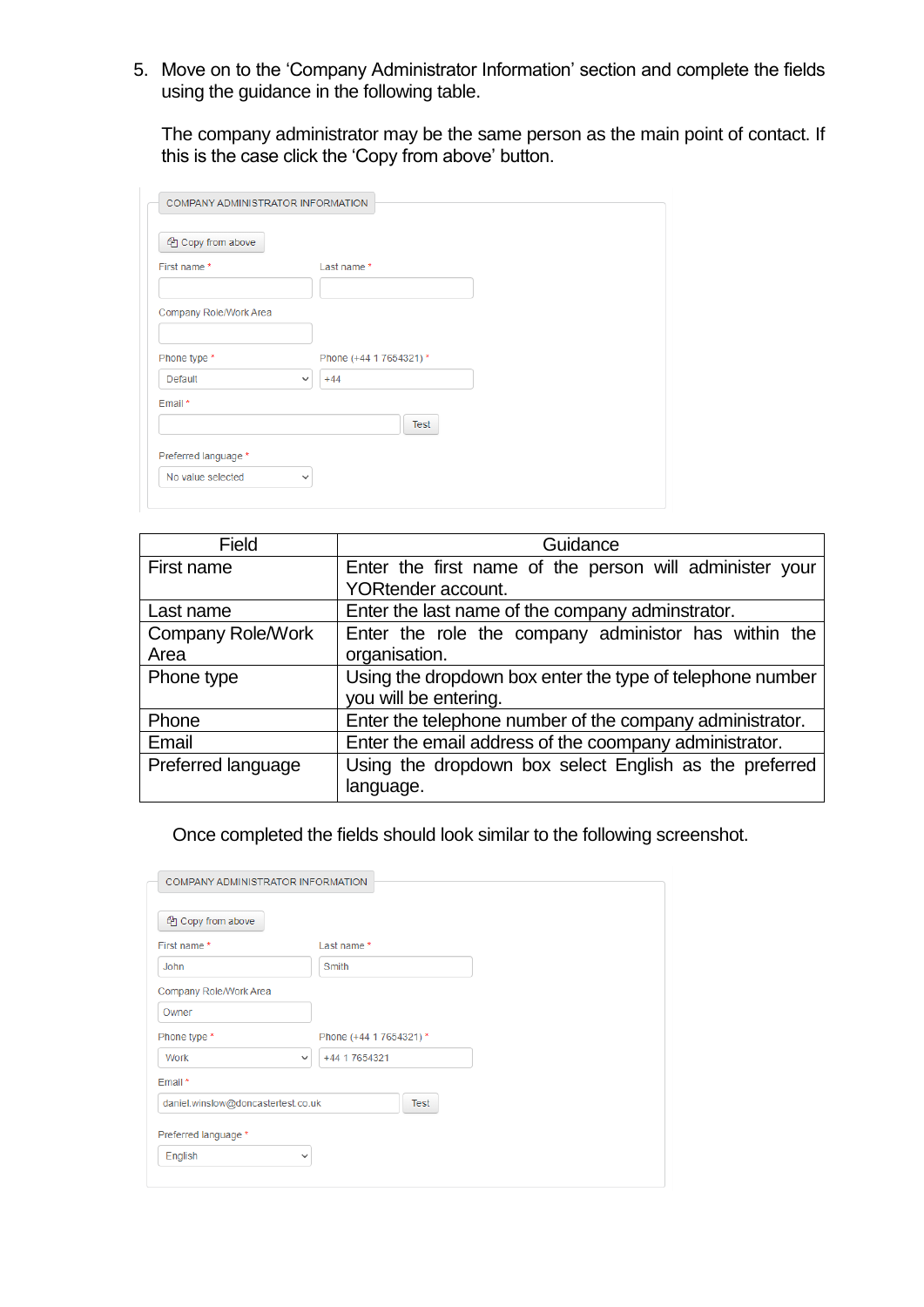5. Move on to the ‘Company Administrator Information’ section and complete the fields using the guidance in the following table.

   The company administrator may be the same person as the main point of contact. If this is the case click the ‘Copy from above’ button.

| Field | Guidance |
|---|---|
| First name | Enter the first name of the person will administer your YORtender account. |
| Last name | Enter the last name of the company adminstrator. |
| Company Role/Work Area | Enter the role the company administor has within the organisation. |
| Phone type | Using the dropdown box enter the type of telephone number you will be entering. |
| Phone | Enter the telephone number of the company administrator. |
| Email | Enter the email address of the coompany administrator. |
| Preferred language | Using the dropdown box select English as the preferred language. |

Once completed the fields should look similar to the following screenshot.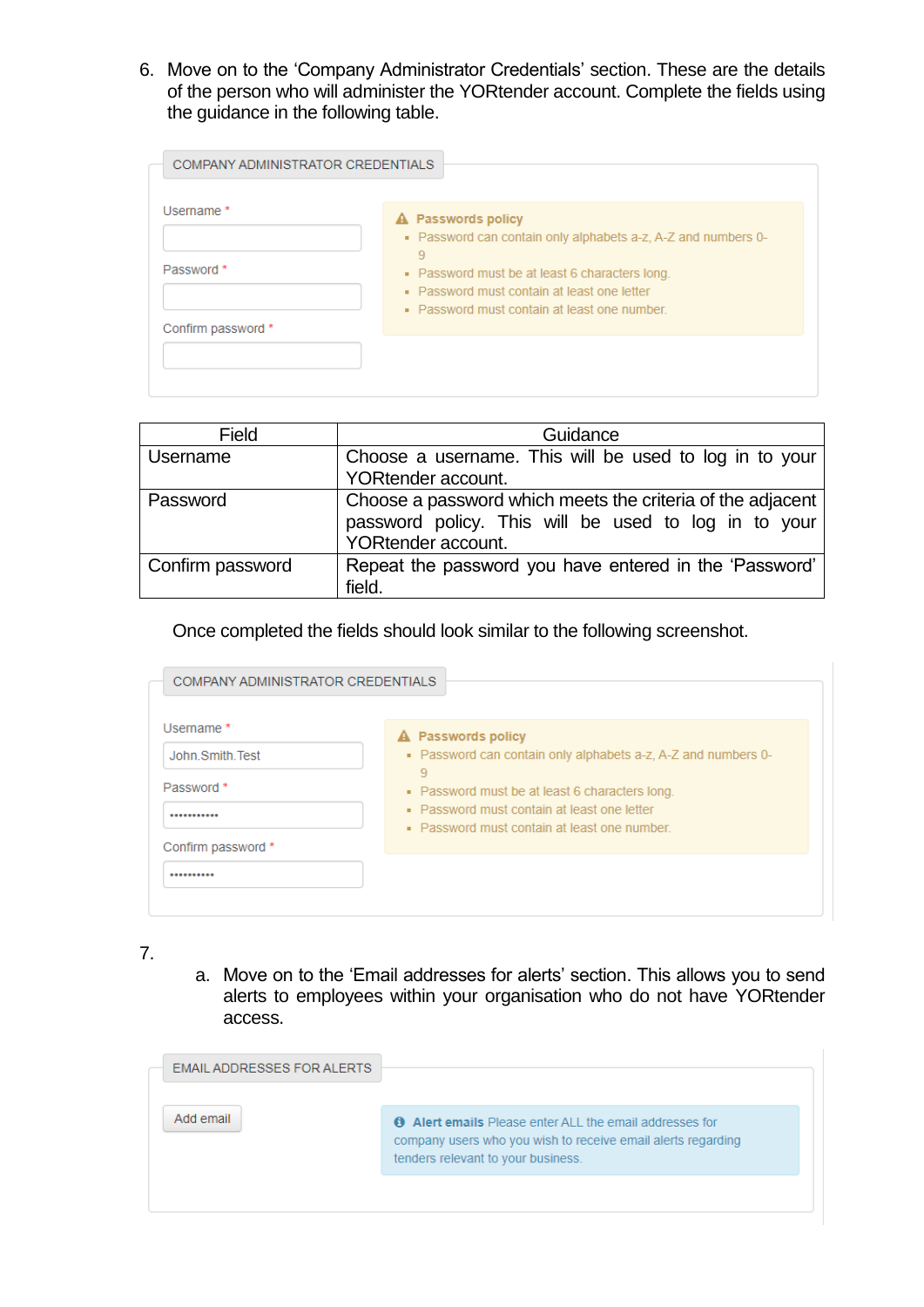6. Move on to the 'Company Administrator Credentials' section. These are the details of the person who will administer the YORtender account. Complete the fields using the guidance in the following table.

COMPANY ADMINISTRATOR CREDENTIALS

Username *

Password *

Confirm password *

**Passwords policy**
- Password can contain only alphabets a-z, A-Z and numbers 0-9
- Password must be at least 6 characters long.
- Password must contain at least one letter
- Password must contain at least one number.

| Field | Guidance |
| --- | --- |
| Username | Choose a username. This will be used to log in to your YORtender account. |
| Password | Choose a password which meets the criteria of the adjacent password policy. This will be used to log in to your YORtender account. |
| Confirm password | Repeat the password you have entered in the 'Password' field. |

Once completed the fields should look similar to the following screenshot.

COMPANY ADMINISTRATOR CREDENTIALS

Username *

John.Smith.Test

Password *

•••••••••••

Confirm password *

••••••••••

**Passwords policy**
- Password can contain only alphabets a-z, A-Z and numbers 0-9
- Password must be at least 6 characters long.
- Password must contain at least one letter
- Password must contain at least one number.

7.
   a. Move on to the 'Email addresses for alerts' section. This allows you to send alerts to employees within your organisation who do not have YORtender access.

EMAIL ADDRESSES FOR ALERTS

Add email

**Alert emails** Please enter ALL the email addresses for company users who you wish to receive email alerts regarding tenders relevant to your business.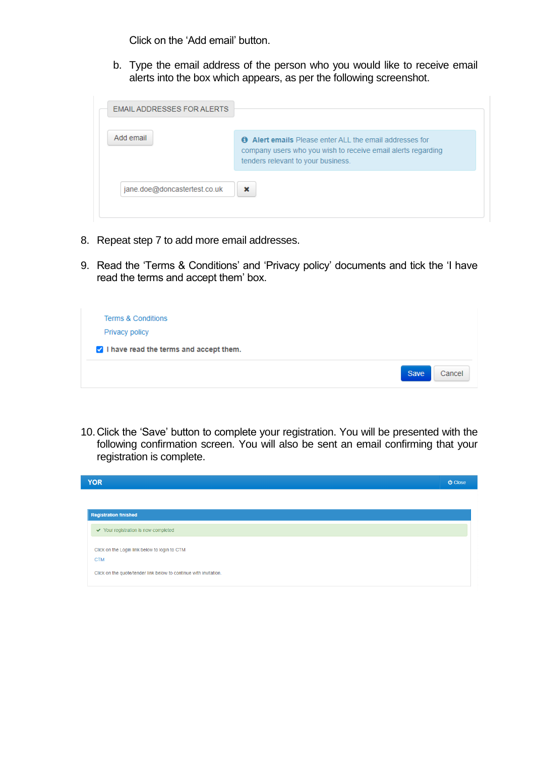Click on the 'Add email' button.

b. Type the email address of the person who you would like to receive email alerts into the box which appears, as per the following screenshot.

EMAIL ADDRESSES FOR ALERTS

Add email

**Alert emails** Please enter ALL the email addresses for company users who you wish to receive email alerts regarding tenders relevant to your business.

jane.doe@doncastertest.co.uk

8. Repeat step 7 to add more email addresses.

9. Read the 'Terms & Conditions' and 'Privacy policy' documents and tick the 'I have read the terms and accept them' box.

Terms & Conditions

Privacy policy

**I have read the terms and accept them.**

Save Cancel

10. Click the 'Save' button to complete your registration. You will be presented with the following confirmation screen. You will also be sent an email confirming that your registration is complete.

YOR

Close

**Registration finished**

Your registration is now completed

Click on the Login link below to login to CTM

CTM

Click on the quote/tender link below to continue with invitation.